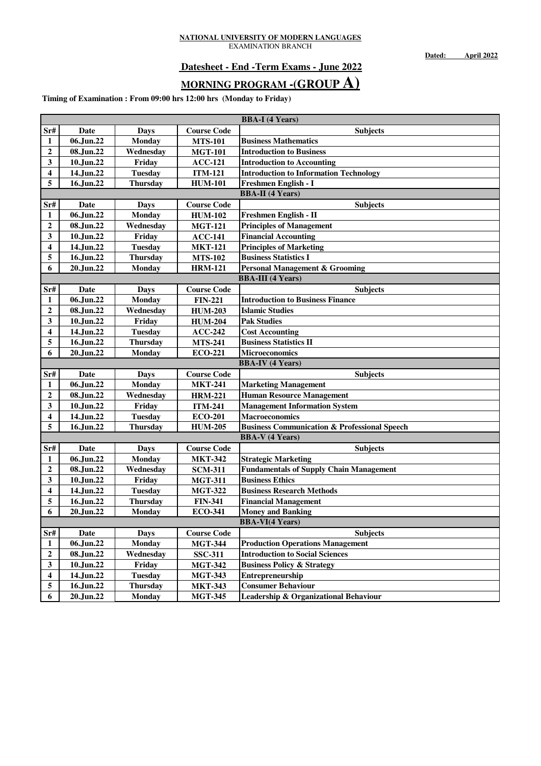**NATIONAL UNIVERSITY OF MODERN LANGUAGES**
EXAMINATION BRANCH

**Dated: April 2022**

## Datesheet - End -Term Exams - June 2022

## MORNING PROGRAM -(GROUP A)

**Timing of Examination : From 09:00 hrs 12:00 hrs (Monday to Friday)**

| BBA-I (4 Years) | | | | |
|---|---|---|---|---|
| **Sr#** | **Date** | **Days** | **Course Code** | **Subjects** |
| 1 | 06.Jun.22 | Monday | MTS-101 | Business Mathematics |
| 2 | 08.Jun.22 | Wednesday | MGT-101 | Introduction to Business |
| 3 | 10.Jun.22 | Friday | ACC-121 | Introduction to Accounting |
| 4 | 14.Jun.22 | Tuesday | ITM-121 | Introduction to Information Technology |
| 5 | 16.Jun.22 | Thursday | HUM-101 | Freshmen English - I |
| **BBA-II (4 Years)** | | | | |
| **Sr#** | **Date** | **Days** | **Course Code** | **Subjects** |
| 1 | 06.Jun.22 | Monday | HUM-102 | Freshmen English - II |
| 2 | 08.Jun.22 | Wednesday | MGT-121 | Principles of Management |
| 3 | 10.Jun.22 | Friday | ACC-141 | Financial Accounting |
| 4 | 14.Jun.22 | Tuesday | MKT-121 | Principles of Marketing |
| 5 | 16.Jun.22 | Thursday | MTS-102 | Business Statistics I |
| 6 | 20.Jun.22 | Monday | HRM-121 | Personal Management & Grooming |
| **BBA-III (4 Years)** | | | | |
| **Sr#** | **Date** | **Days** | **Course Code** | **Subjects** |
| 1 | 06.Jun.22 | Monday | FIN-221 | Introduction to Business Finance |
| 2 | 08.Jun.22 | Wednesday | HUM-203 | Islamic Studies |
| 3 | 10.Jun.22 | Friday | HUM-204 | Pak Studies |
| 4 | 14.Jun.22 | Tuesday | ACC-242 | Cost Accounting |
| 5 | 16.Jun.22 | Thursday | MTS-241 | Business Statistics II |
| 6 | 20.Jun.22 | Monday | ECO-221 | Microeconomics |
| **BBA-IV (4 Years)** | | | | |
| **Sr#** | **Date** | **Days** | **Course Code** | **Subjects** |
| 1 | 06.Jun.22 | Monday | MKT-241 | Marketing Management |
| 2 | 08.Jun.22 | Wednesday | HRM-221 | Human Resource Management |
| 3 | 10.Jun.22 | Friday | ITM-241 | Management Information System |
| 4 | 14.Jun.22 | Tuesday | ECO-201 | Macroeconomics |
| 5 | 16.Jun.22 | Thursday | HUM-205 | Business Communication & Professional Speech |
| **BBA-V (4 Years)** | | | | |
| **Sr#** | **Date** | **Days** | **Course Code** | **Subjects** |
| 1 | 06.Jun.22 | Monday | MKT-342 | Strategic Marketing |
| 2 | 08.Jun.22 | Wednesday | SCM-311 | Fundamentals of Supply Chain Management |
| 3 | 10.Jun.22 | Friday | MGT-311 | Business Ethics |
| 4 | 14.Jun.22 | Tuesday | MGT-322 | Business Research Methods |
| 5 | 16.Jun.22 | Thursday | FIN-341 | Financial Management |
| 6 | 20.Jun.22 | Monday | ECO-341 | Money and Banking |
| **BBA-VI(4 Years)** | | | | |
| **Sr#** | **Date** | **Days** | **Course Code** | **Subjects** |
| 1 | 06.Jun.22 | Monday | MGT-344 | Production Operations Management |
| 2 | 08.Jun.22 | Wednesday | SSC-311 | Introduction to Social Sciences |
| 3 | 10.Jun.22 | Friday | MGT-342 | Business Policy & Strategy |
| 4 | 14.Jun.22 | Tuesday | MGT-343 | Entrepreneurship |
| 5 | 16.Jun.22 | Thursday | MKT-343 | Consumer Behaviour |
| 6 | 20.Jun.22 | Monday | MGT-345 | Leadership & Organizational Behaviour |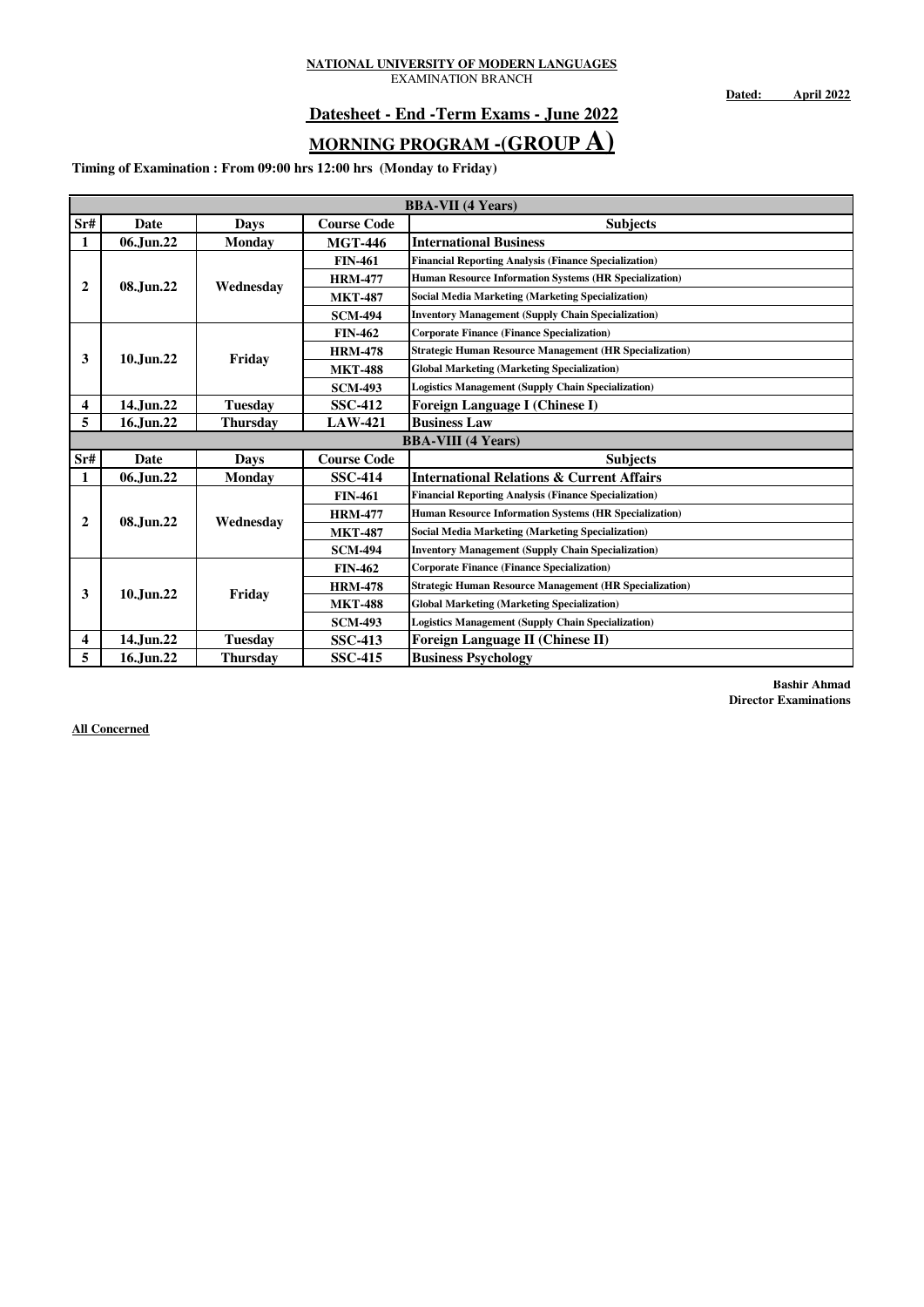**NATIONAL UNIVERSITY OF MODERN LANGUAGES**
EXAMINATION BRANCH

**Dated: April 2022**

## Datesheet - End -Term Exams - June 2022

## MORNING PROGRAM -(GROUP A)

**Timing of Examination : From 09:00 hrs 12:00 hrs (Monday to Friday)**

| BBA-VII (4 Years) | | | | |
|---|---|---|---|---|
| **Sr#** | **Date** | **Days** | **Course Code** | **Subjects** |
| 1 | 06.Jun.22 | Monday | MGT-446 | International Business |
| 2 | 08.Jun.22 | Wednesday | FIN-461 | Financial Reporting Analysis (Finance Specialization) |
| | | | HRM-477 | Human Resource Information Systems (HR Specialization) |
| | | | MKT-487 | Social Media Marketing (Marketing Specialization) |
| | | | SCM-494 | Inventory Management (Supply Chain Specialization) |
| 3 | 10.Jun.22 | Friday | FIN-462 | Corporate Finance (Finance Specialization) |
| | | | HRM-478 | Strategic Human Resource Management (HR Specialization) |
| | | | MKT-488 | Global Marketing (Marketing Specialization) |
| | | | SCM-493 | Logistics Management (Supply Chain Specialization) |
| 4 | 14.Jun.22 | Tuesday | SSC-412 | Foreign Language I (Chinese I) |
| 5 | 16.Jun.22 | Thursday | LAW-421 | Business Law |
| **BBA-VIII (4 Years)** | | | | |
| **Sr#** | **Date** | **Days** | **Course Code** | **Subjects** |
| 1 | 06.Jun.22 | Monday | SSC-414 | International Relations & Current Affairs |
| 2 | 08.Jun.22 | Wednesday | FIN-461 | Financial Reporting Analysis (Finance Specialization) |
| | | | HRM-477 | Human Resource Information Systems (HR Specialization) |
| | | | MKT-487 | Social Media Marketing (Marketing Specialization) |
| | | | SCM-494 | Inventory Management (Supply Chain Specialization) |
| 3 | 10.Jun.22 | Friday | FIN-462 | Corporate Finance (Finance Specialization) |
| | | | HRM-478 | Strategic Human Resource Management (HR Specialization) |
| | | | MKT-488 | Global Marketing (Marketing Specialization) |
| | | | SCM-493 | Logistics Management (Supply Chain Specialization) |
| 4 | 14.Jun.22 | Tuesday | SSC-413 | Foreign Language II (Chinese II) |
| 5 | 16.Jun.22 | Thursday | SSC-415 | Business Psychology |

**Bashir Ahmad**
**Director Examinations**

**All Concerned**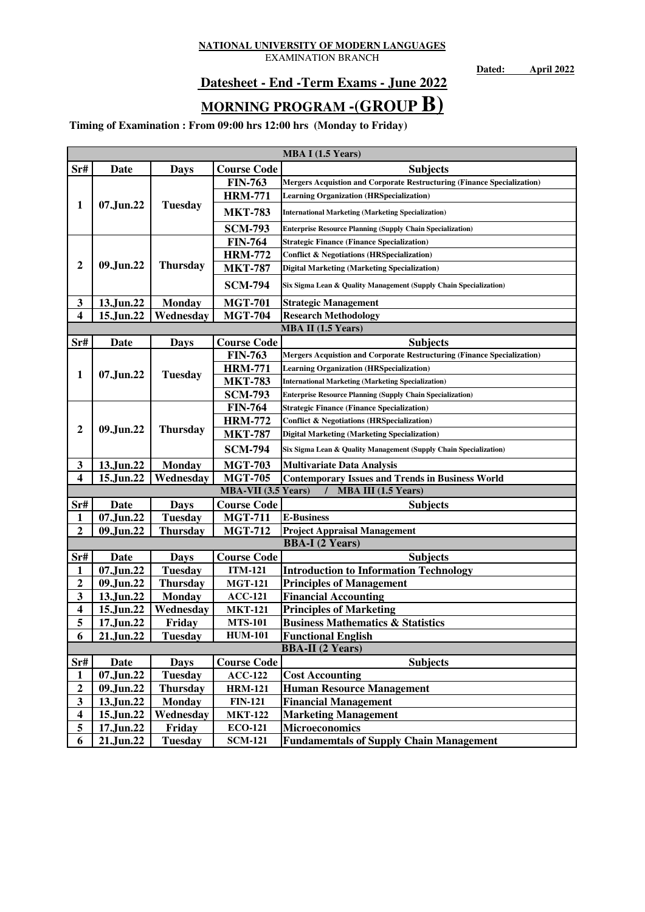**NATIONAL UNIVERSITY OF MODERN LANGUAGES**
EXAMINATION BRANCH

**Dated: April 2022**

## Datesheet - End -Term Exams - June 2022

## MORNING PROGRAM -(GROUP B)

**Timing of Examination : From 09:00 hrs 12:00 hrs (Monday to Friday)**

| Sr# | Date | Days | Course Code | Subjects |
|---|---|---|---|---|
| **MBA I (1.5 Years)** | | | | |
| Sr# | Date | Days | Course Code | Subjects |
| 1 | 07.Jun.22 | Tuesday | FIN-763 | Mergers Acquistion and Corporate Restructuring (Finance Specialization) |
| | | | HRM-771 | Learning Organization (HRSpecialization) |
| | | | MKT-783 | International Marketing (Marketing Specialization) |
| | | | SCM-793 | Enterprise Resource Planning (Supply Chain Specialization) |
| 2 | 09.Jun.22 | Thursday | FIN-764 | Strategic Finance (Finance Specialization) |
| | | | HRM-772 | Conflict & Negotiations (HRSpecialization) |
| | | | MKT-787 | Digital Marketing (Marketing Specialization) |
| | | | SCM-794 | Six Sigma Lean & Quality Management (Supply Chain Specialization) |
| 3 | 13.Jun.22 | Monday | MGT-701 | Strategic Management |
| 4 | 15.Jun.22 | Wednesday | MGT-704 | Research Methodology |
| **MBA II (1.5 Years)** | | | | |
| Sr# | Date | Days | Course Code | Subjects |
| 1 | 07.Jun.22 | Tuesday | FIN-763 | Mergers Acquistion and Corporate Restructuring (Finance Specialization) |
| | | | HRM-771 | Learning Organization (HRSpecialization) |
| | | | MKT-783 | International Marketing (Marketing Specialization) |
| | | | SCM-793 | Enterprise Resource Planning (Supply Chain Specialization) |
| 2 | 09.Jun.22 | Thursday | FIN-764 | Strategic Finance (Finance Specialization) |
| | | | HRM-772 | Conflict & Negotiations (HRSpecialization) |
| | | | MKT-787 | Digital Marketing (Marketing Specialization) |
| | | | SCM-794 | Six Sigma Lean & Quality Management (Supply Chain Specialization) |
| 3 | 13.Jun.22 | Monday | MGT-703 | Multivariate Data Analysis |
| 4 | 15.Jun.22 | Wednesday | MGT-705 | Contemporary Issues and Trends in Business World |
| **MBA-VII (3.5 Years) / MBA III (1.5 Years)** | | | | |
| Sr# | Date | Days | Course Code | Subjects |
| 1 | 07.Jun.22 | Tuesday | MGT-711 | E-Business |
| 2 | 09.Jun.22 | Thursday | MGT-712 | Project Appraisal Management |
| **BBA-I (2 Years)** | | | | |
| Sr# | Date | Days | Course Code | Subjects |
| 1 | 07.Jun.22 | Tuesday | ITM-121 | Introduction to Information Technology |
| 2 | 09.Jun.22 | Thursday | MGT-121 | Principles of Management |
| 3 | 13.Jun.22 | Monday | ACC-121 | Financial Accounting |
| 4 | 15.Jun.22 | Wednesday | MKT-121 | Principles of Marketing |
| 5 | 17.Jun.22 | Friday | MTS-101 | Business Mathematics & Statistics |
| 6 | 21.Jun.22 | Tuesday | HUM-101 | Functional English |
| **BBA-II (2 Years)** | | | | |
| Sr# | Date | Days | Course Code | Subjects |
| 1 | 07.Jun.22 | Tuesday | ACC-122 | Cost Accounting |
| 2 | 09.Jun.22 | Thursday | HRM-121 | Human Resource Management |
| 3 | 13.Jun.22 | Monday | FIN-121 | Financial Management |
| 4 | 15.Jun.22 | Wednesday | MKT-122 | Marketing Management |
| 5 | 17.Jun.22 | Friday | ECO-121 | Microeconomics |
| 6 | 21.Jun.22 | Tuesday | SCM-121 | Fundamemtals of Supply Chain Management |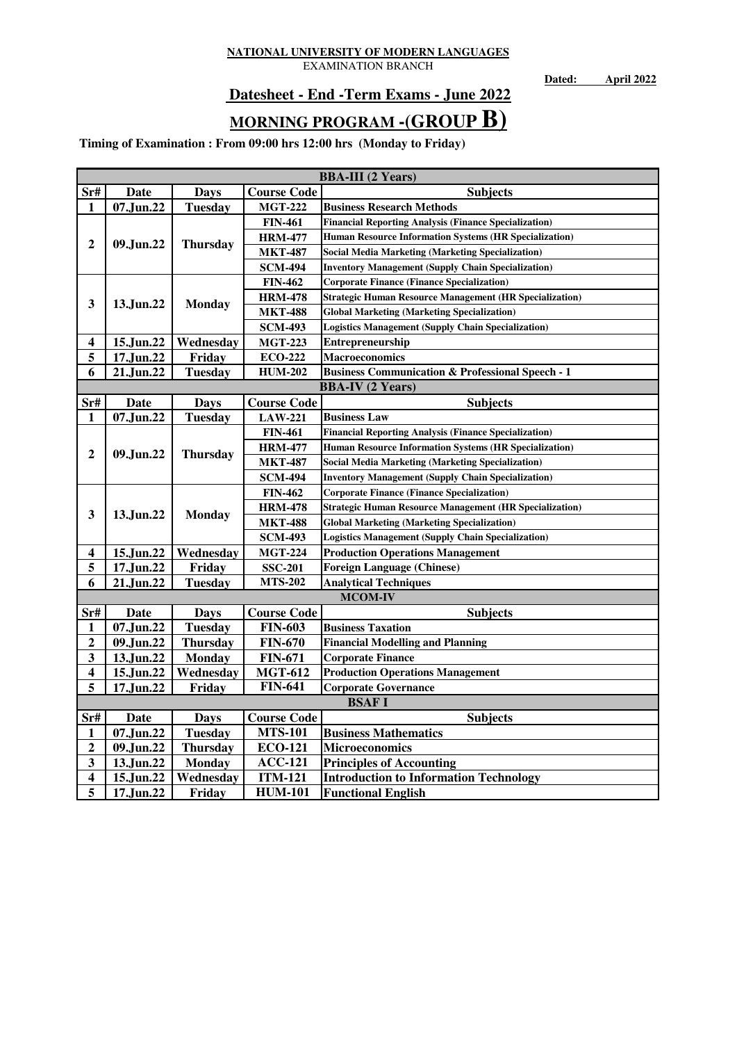**NATIONAL UNIVERSITY OF MODERN LANGUAGES**
EXAMINATION BRANCH

**Dated: April 2022**

## Datesheet - End -Term Exams - June 2022

## MORNING PROGRAM -(GROUP B)

**Timing of Examination : From 09:00 hrs 12:00 hrs (Monday to Friday)**

| Sr# | Date | Days | Course Code | Subjects |
|---|---|---|---|---|
| **BBA-III (2 Years)** | | | | |
| 1 | 07.Jun.22 | Tuesday | MGT-222 | Business Research Methods |
| 2 | 09.Jun.22 | Thursday | FIN-461 | Financial Reporting Analysis (Finance Specialization) |
| | | | HRM-477 | Human Resource Information Systems (HR Specialization) |
| | | | MKT-487 | Social Media Marketing (Marketing Specialization) |
| | | | SCM-494 | Inventory Management (Supply Chain Specialization) |
| 3 | 13.Jun.22 | Monday | FIN-462 | Corporate Finance (Finance Specialization) |
| | | | HRM-478 | Strategic Human Resource Management (HR Specialization) |
| | | | MKT-488 | Global Marketing (Marketing Specialization) |
| | | | SCM-493 | Logistics Management (Supply Chain Specialization) |
| 4 | 15.Jun.22 | Wednesday | MGT-223 | Entrepreneurship |
| 5 | 17.Jun.22 | Friday | ECO-222 | Macroeconomics |
| 6 | 21.Jun.22 | Tuesday | HUM-202 | Business Communication & Professional Speech - 1 |
| **BBA-IV (2 Years)** | | | | |
| 1 | 07.Jun.22 | Tuesday | LAW-221 | Business Law |
| 2 | 09.Jun.22 | Thursday | FIN-461 | Financial Reporting Analysis (Finance Specialization) |
| | | | HRM-477 | Human Resource Information Systems (HR Specialization) |
| | | | MKT-487 | Social Media Marketing (Marketing Specialization) |
| | | | SCM-494 | Inventory Management (Supply Chain Specialization) |
| 3 | 13.Jun.22 | Monday | FIN-462 | Corporate Finance (Finance Specialization) |
| | | | HRM-478 | Strategic Human Resource Management (HR Specialization) |
| | | | MKT-488 | Global Marketing (Marketing Specialization) |
| | | | SCM-493 | Logistics Management (Supply Chain Specialization) |
| 4 | 15.Jun.22 | Wednesday | MGT-224 | Production Operations Management |
| 5 | 17.Jun.22 | Friday | SSC-201 | Foreign Language (Chinese) |
| 6 | 21.Jun.22 | Tuesday | MTS-202 | Analytical Techniques |
| **MCOM-IV** | | | | |
| 1 | 07.Jun.22 | Tuesday | FIN-603 | Business Taxation |
| 2 | 09.Jun.22 | Thursday | FIN-670 | Financial Modelling and Planning |
| 3 | 13.Jun.22 | Monday | FIN-671 | Corporate Finance |
| 4 | 15.Jun.22 | Wednesday | MGT-612 | Production Operations Management |
| 5 | 17.Jun.22 | Friday | FIN-641 | Corporate Governance |
| **BSAF I** | | | | |
| 1 | 07.Jun.22 | Tuesday | MTS-101 | Business Mathematics |
| 2 | 09.Jun.22 | Thursday | ECO-121 | Microeconomics |
| 3 | 13.Jun.22 | Monday | ACC-121 | Principles of Accounting |
| 4 | 15.Jun.22 | Wednesday | ITM-121 | Introduction to Information Technology |
| 5 | 17.Jun.22 | Friday | HUM-101 | Functional English |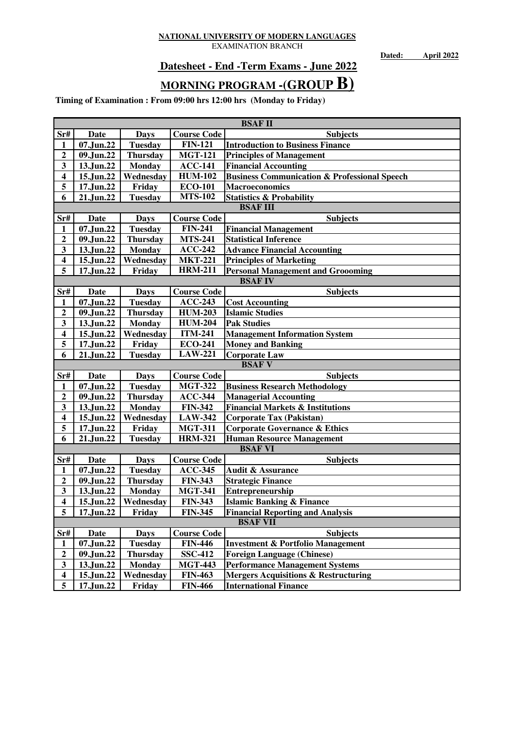**NATIONAL UNIVERSITY OF MODERN LANGUAGES**
EXAMINATION BRANCH

**Dated: April 2022**

## Datesheet - End -Term Exams - June 2022

## MORNING PROGRAM -(GROUP B)

**Timing of Examination : From 09:00 hrs 12:00 hrs (Monday to Friday)**

| BSAF II | | | | |
|---|---|---|---|---|
| **Sr#** | **Date** | **Days** | **Course Code** | **Subjects** |
| 1 | 07.Jun.22 | Tuesday | FIN-121 | Introduction to Business Finance |
| 2 | 09.Jun.22 | Thursday | MGT-121 | Principles of Management |
| 3 | 13.Jun.22 | Monday | ACC-141 | Financial Accounting |
| 4 | 15.Jun.22 | Wednesday | HUM-102 | Business Communication & Professional Speech |
| 5 | 17.Jun.22 | Friday | ECO-101 | Macroeconomics |
| 6 | 21.Jun.22 | Tuesday | MTS-102 | Statistics & Probability |
| **BSAF III** | | | | |
| **Sr#** | **Date** | **Days** | **Course Code** | **Subjects** |
| 1 | 07.Jun.22 | Tuesday | FIN-241 | Financial Management |
| 2 | 09.Jun.22 | Thursday | MTS-241 | Statistical Inference |
| 3 | 13.Jun.22 | Monday | ACC-242 | Advance Financial Accounting |
| 4 | 15.Jun.22 | Wednesday | MKT-221 | Principles of Marketing |
| 5 | 17.Jun.22 | Friday | HRM-211 | Personal Management and Groooming |
| **BSAF IV** | | | | |
| **Sr#** | **Date** | **Days** | **Course Code** | **Subjects** |
| 1 | 07.Jun.22 | Tuesday | ACC-243 | Cost Accounting |
| 2 | 09.Jun.22 | Thursday | HUM-203 | Islamic Studies |
| 3 | 13.Jun.22 | Monday | HUM-204 | Pak Studies |
| 4 | 15.Jun.22 | Wednesday | ITM-241 | Management Information System |
| 5 | 17.Jun.22 | Friday | ECO-241 | Money and Banking |
| 6 | 21.Jun.22 | Tuesday | LAW-221 | Corporate Law |
| **BSAF V** | | | | |
| **Sr#** | **Date** | **Days** | **Course Code** | **Subjects** |
| 1 | 07.Jun.22 | Tuesday | MGT-322 | Business Research Methodology |
| 2 | 09.Jun.22 | Thursday | ACC-344 | Managerial Accounting |
| 3 | 13.Jun.22 | Monday | FIN-342 | Financial Markets & Institutions |
| 4 | 15.Jun.22 | Wednesday | LAW-342 | Corporate Tax (Pakistan) |
| 5 | 17.Jun.22 | Friday | MGT-311 | Corporate Governance & Ethics |
| 6 | 21.Jun.22 | Tuesday | HRM-321 | Human Resource Management |
| **BSAF VI** | | | | |
| **Sr#** | **Date** | **Days** | **Course Code** | **Subjects** |
| 1 | 07.Jun.22 | Tuesday | ACC-345 | Audit & Assurance |
| 2 | 09.Jun.22 | Thursday | FIN-343 | Strategic Finance |
| 3 | 13.Jun.22 | Monday | MGT-341 | Entrepreneurship |
| 4 | 15.Jun.22 | Wednesday | FIN-343 | Islamic Banking & Finance |
| 5 | 17.Jun.22 | Friday | FIN-345 | Financial Reporting and Analysis |
| **BSAF VII** | | | | |
| **Sr#** | **Date** | **Days** | **Course Code** | **Subjects** |
| 1 | 07.Jun.22 | Tuesday | FIN-446 | Investment & Portfolio Management |
| 2 | 09.Jun.22 | Thursday | SSC-412 | Foreign Language (Chinese) |
| 3 | 13.Jun.22 | Monday | MGT-443 | Performance Management Systems |
| 4 | 15.Jun.22 | Wednesday | FIN-463 | Mergers Acquisitions & Restructuring |
| 5 | 17.Jun.22 | Friday | FIN-466 | International Finance |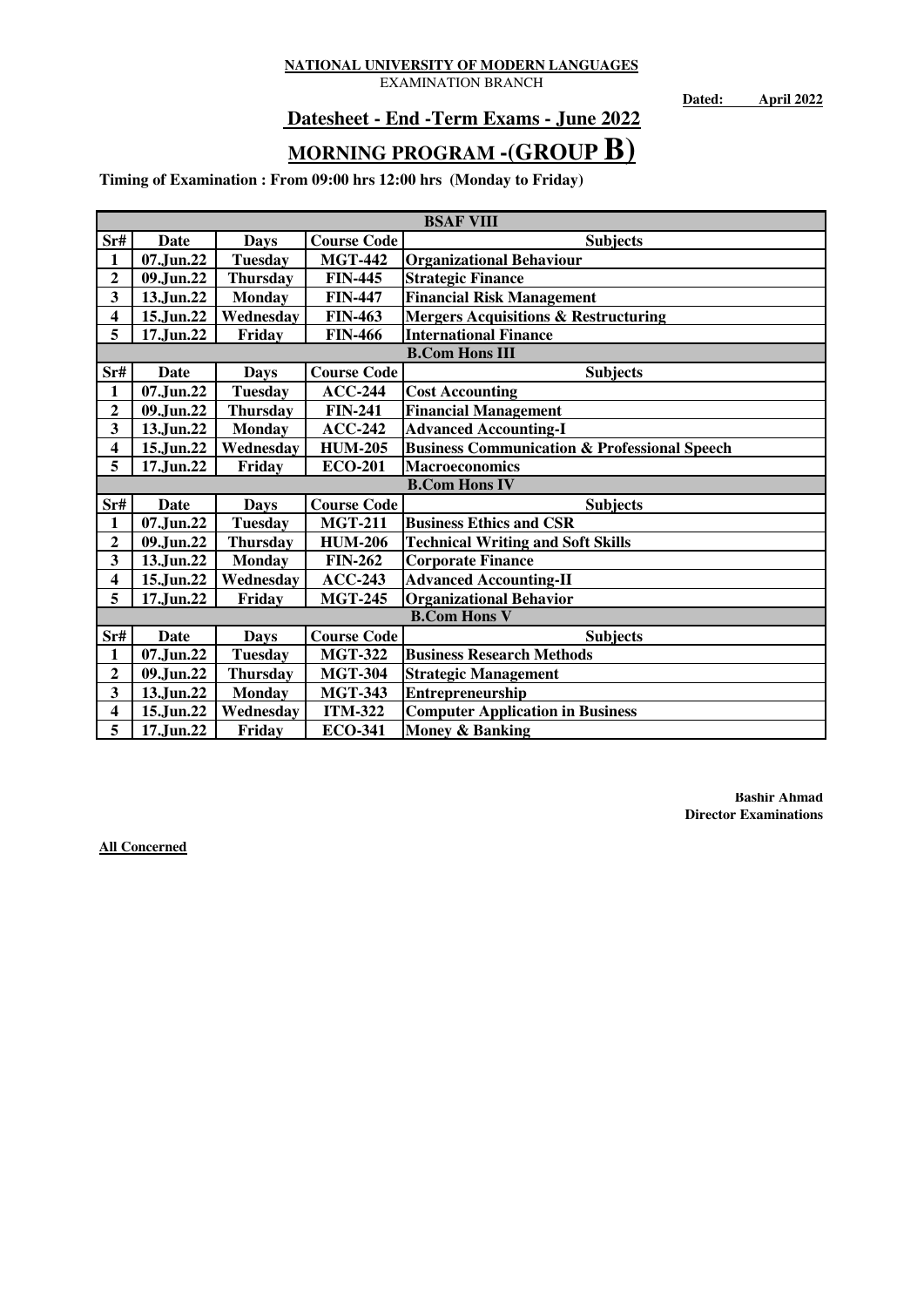**NATIONAL UNIVERSITY OF MODERN LANGUAGES**

EXAMINATION BRANCH

**Dated: April 2022**

## Datesheet - End -Term Exams - June 2022

## MORNING PROGRAM -(GROUP B)

**Timing of Examination : From 09:00 hrs 12:00 hrs (Monday to Friday)**

| BSAF VIII | | | | |
|---|---|---|---|---|
| **Sr#** | **Date** | **Days** | **Course Code** | **Subjects** |
| 1 | 07.Jun.22 | Tuesday | MGT-442 | Organizational Behaviour |
| 2 | 09.Jun.22 | Thursday | FIN-445 | Strategic Finance |
| 3 | 13.Jun.22 | Monday | FIN-447 | Financial Risk Management |
| 4 | 15.Jun.22 | Wednesday | FIN-463 | Mergers Acquisitions & Restructuring |
| 5 | 17.Jun.22 | Friday | FIN-466 | International Finance |
| **B.Com Hons III** | | | | |
| **Sr#** | **Date** | **Days** | **Course Code** | **Subjects** |
| 1 | 07.Jun.22 | Tuesday | ACC-244 | Cost Accounting |
| 2 | 09.Jun.22 | Thursday | FIN-241 | Financial Management |
| 3 | 13.Jun.22 | Monday | ACC-242 | Advanced Accounting-I |
| 4 | 15.Jun.22 | Wednesday | HUM-205 | Business Communication & Professional Speech |
| 5 | 17.Jun.22 | Friday | ECO-201 | Macroeconomics |
| **B.Com Hons IV** | | | | |
| **Sr#** | **Date** | **Days** | **Course Code** | **Subjects** |
| 1 | 07.Jun.22 | Tuesday | MGT-211 | Business Ethics and CSR |
| 2 | 09.Jun.22 | Thursday | HUM-206 | Technical Writing and Soft Skills |
| 3 | 13.Jun.22 | Monday | FIN-262 | Corporate Finance |
| 4 | 15.Jun.22 | Wednesday | ACC-243 | Advanced Accounting-II |
| 5 | 17.Jun.22 | Friday | MGT-245 | Organizational Behavior |
| **B.Com Hons V** | | | | |
| **Sr#** | **Date** | **Days** | **Course Code** | **Subjects** |
| 1 | 07.Jun.22 | Tuesday | MGT-322 | Business Research Methods |
| 2 | 09.Jun.22 | Thursday | MGT-304 | Strategic Management |
| 3 | 13.Jun.22 | Monday | MGT-343 | Entrepreneurship |
| 4 | 15.Jun.22 | Wednesday | ITM-322 | Computer Application in Business |
| 5 | 17.Jun.22 | Friday | ECO-341 | Money & Banking |

**Bashir Ahmad**
**Director Examinations**

**All Concerned**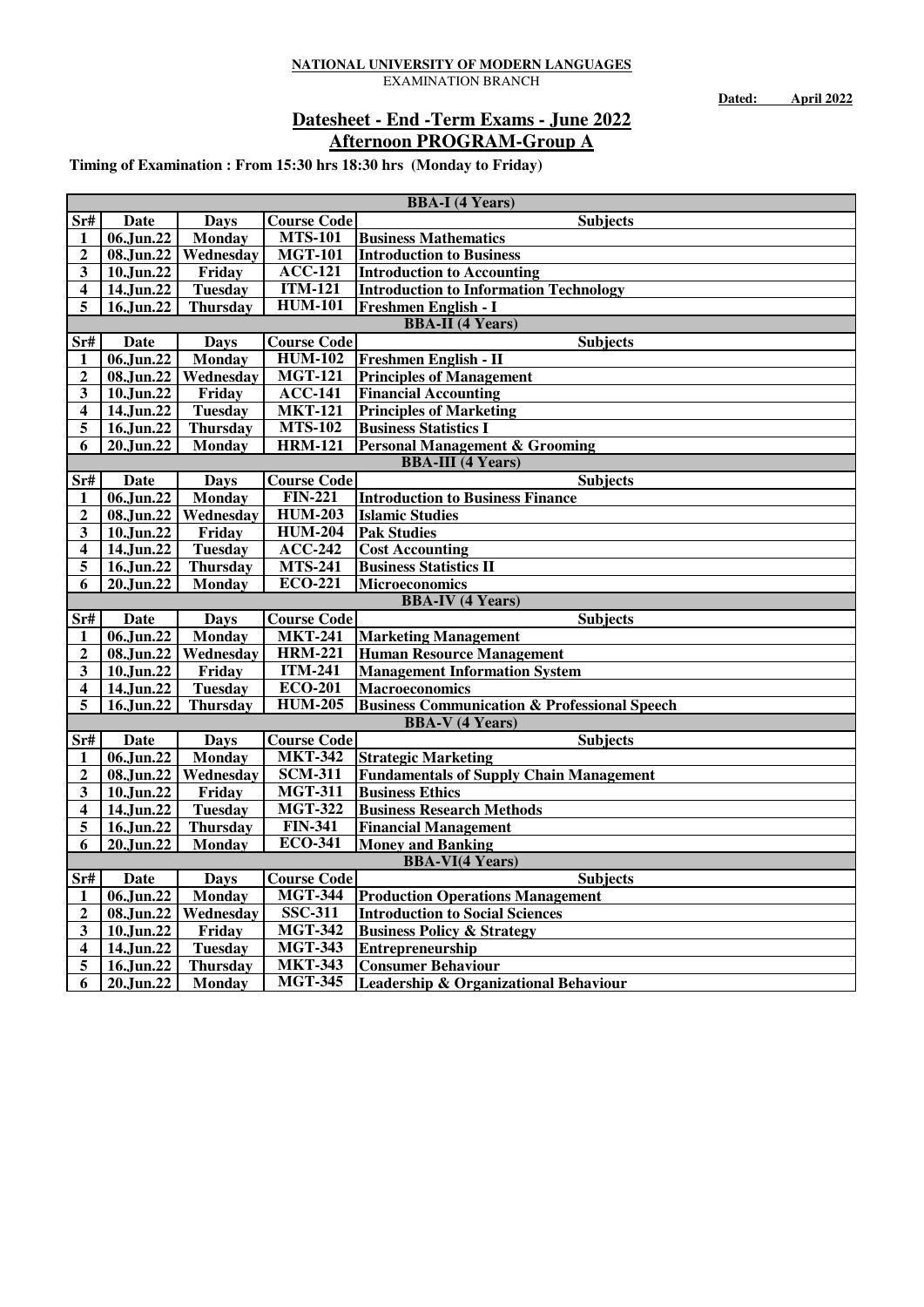**NATIONAL UNIVERSITY OF MODERN LANGUAGES**
EXAMINATION BRANCH

**Dated: April 2022**

## Datesheet - End -Term Exams - June 2022
## Afternoon PROGRAM-Group A

**Timing of Examination : From 15:30 hrs 18:30 hrs (Monday to Friday)**

| BBA-I (4 Years) | | | | |
|---|---|---|---|---|
| Sr# | Date | Days | Course Code | Subjects |
| 1 | 06.Jun.22 | Monday | MTS-101 | Business Mathematics |
| 2 | 08.Jun.22 | Wednesday | MGT-101 | Introduction to Business |
| 3 | 10.Jun.22 | Friday | ACC-121 | Introduction to Accounting |
| 4 | 14.Jun.22 | Tuesday | ITM-121 | Introduction to Information Technology |
| 5 | 16.Jun.22 | Thursday | HUM-101 | Freshmen English - I |
| **BBA-II (4 Years)** | | | | |
| Sr# | Date | Days | Course Code | Subjects |
| 1 | 06.Jun.22 | Monday | HUM-102 | Freshmen English - II |
| 2 | 08.Jun.22 | Wednesday | MGT-121 | Principles of Management |
| 3 | 10.Jun.22 | Friday | ACC-141 | Financial Accounting |
| 4 | 14.Jun.22 | Tuesday | MKT-121 | Principles of Marketing |
| 5 | 16.Jun.22 | Thursday | MTS-102 | Business Statistics I |
| 6 | 20.Jun.22 | Monday | HRM-121 | Personal Management & Grooming |
| **BBA-III (4 Years)** | | | | |
| Sr# | Date | Days | Course Code | Subjects |
| 1 | 06.Jun.22 | Monday | FIN-221 | Introduction to Business Finance |
| 2 | 08.Jun.22 | Wednesday | HUM-203 | Islamic Studies |
| 3 | 10.Jun.22 | Friday | HUM-204 | Pak Studies |
| 4 | 14.Jun.22 | Tuesday | ACC-242 | Cost Accounting |
| 5 | 16.Jun.22 | Thursday | MTS-241 | Business Statistics II |
| 6 | 20.Jun.22 | Monday | ECO-221 | Microeconomics |
| **BBA-IV (4 Years)** | | | | |
| Sr# | Date | Days | Course Code | Subjects |
| 1 | 06.Jun.22 | Monday | MKT-241 | Marketing Management |
| 2 | 08.Jun.22 | Wednesday | HRM-221 | Human Resource Management |
| 3 | 10.Jun.22 | Friday | ITM-241 | Management Information System |
| 4 | 14.Jun.22 | Tuesday | ECO-201 | Macroeconomics |
| 5 | 16.Jun.22 | Thursday | HUM-205 | Business Communication & Professional Speech |
| **BBA-V (4 Years)** | | | | |
| Sr# | Date | Days | Course Code | Subjects |
| 1 | 06.Jun.22 | Monday | MKT-342 | Strategic Marketing |
| 2 | 08.Jun.22 | Wednesday | SCM-311 | Fundamentals of Supply Chain Management |
| 3 | 10.Jun.22 | Friday | MGT-311 | Business Ethics |
| 4 | 14.Jun.22 | Tuesday | MGT-322 | Business Research Methods |
| 5 | 16.Jun.22 | Thursday | FIN-341 | Financial Management |
| 6 | 20.Jun.22 | Monday | ECO-341 | Money and Banking |
| **BBA-VI(4 Years)** | | | | |
| Sr# | Date | Days | Course Code | Subjects |
| 1 | 06.Jun.22 | Monday | MGT-344 | Production Operations Management |
| 2 | 08.Jun.22 | Wednesday | SSC-311 | Introduction to Social Sciences |
| 3 | 10.Jun.22 | Friday | MGT-342 | Business Policy & Strategy |
| 4 | 14.Jun.22 | Tuesday | MGT-343 | Entrepreneurship |
| 5 | 16.Jun.22 | Thursday | MKT-343 | Consumer Behaviour |
| 6 | 20.Jun.22 | Monday | MGT-345 | Leadership & Organizational Behaviour |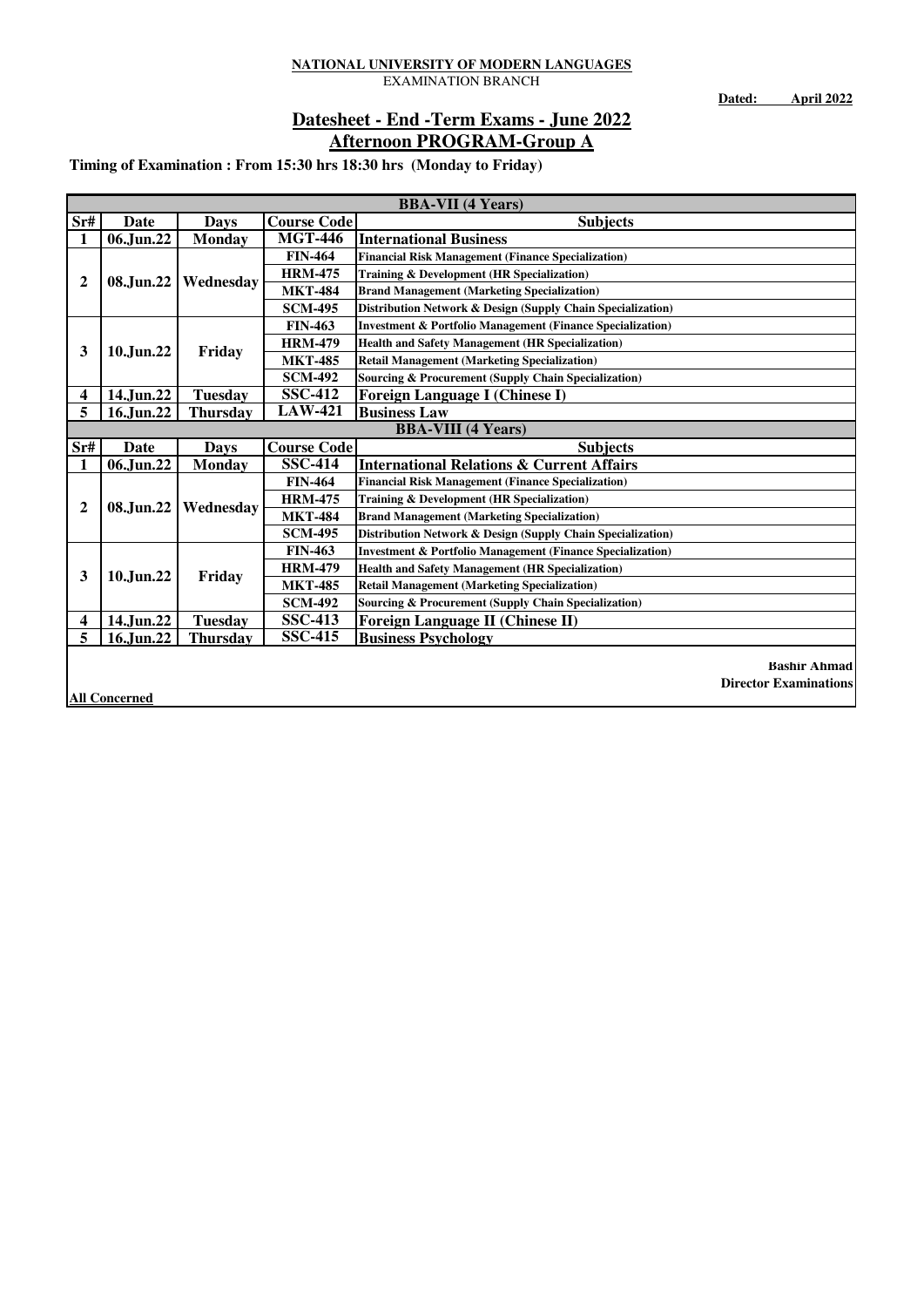**NATIONAL UNIVERSITY OF MODERN LANGUAGES**
EXAMINATION BRANCH

**Dated: April 2022**

## Datesheet - End -Term Exams - June 2022
## Afternoon PROGRAM-Group A

**Timing of Examination : From 15:30 hrs 18:30 hrs (Monday to Friday)**

| BBA-VII (4 Years) | | | | |
|---|---|---|---|---|
| **Sr#** | **Date** | **Days** | **Course Code** | **Subjects** |
| 1 | 06.Jun.22 | Monday | MGT-446 | International Business |
| 2 | 08.Jun.22 | Wednesday | FIN-464 | Financial Risk Management (Finance Specialization) |
| | | | HRM-475 | Training & Development (HR Specialization) |
| | | | MKT-484 | Brand Management (Marketing Specialization) |
| | | | SCM-495 | Distribution Network & Design (Supply Chain Specialization) |
| 3 | 10.Jun.22 | Friday | FIN-463 | Investment & Portfolio Management (Finance Specialization) |
| | | | HRM-479 | Health and Safety Management (HR Specialization) |
| | | | MKT-485 | Retail Management (Marketing Specialization) |
| | | | SCM-492 | Sourcing & Procurement (Supply Chain Specialization) |
| 4 | 14.Jun.22 | Tuesday | SSC-412 | Foreign Language I (Chinese I) |
| 5 | 16.Jun.22 | Thursday | LAW-421 | Business Law |

| BBA-VIII (4 Years) | | | | |
|---|---|---|---|---|
| **Sr#** | **Date** | **Days** | **Course Code** | **Subjects** |
| 1 | 06.Jun.22 | Monday | SSC-414 | International Relations & Current Affairs |
| 2 | 08.Jun.22 | Wednesday | FIN-464 | Financial Risk Management (Finance Specialization) |
| | | | HRM-475 | Training & Development (HR Specialization) |
| | | | MKT-484 | Brand Management (Marketing Specialization) |
| | | | SCM-495 | Distribution Network & Design (Supply Chain Specialization) |
| 3 | 10.Jun.22 | Friday | FIN-463 | Investment & Portfolio Management (Finance Specialization) |
| | | | HRM-479 | Health and Safety Management (HR Specialization) |
| | | | MKT-485 | Retail Management (Marketing Specialization) |
| | | | SCM-492 | Sourcing & Procurement (Supply Chain Specialization) |
| 4 | 14.Jun.22 | Tuesday | SSC-413 | Foreign Language II (Chinese II) |
| 5 | 16.Jun.22 | Thursday | SSC-415 | Business Psychology |

**Bashir Ahmad**
**Director Examinations**

**All Concerned**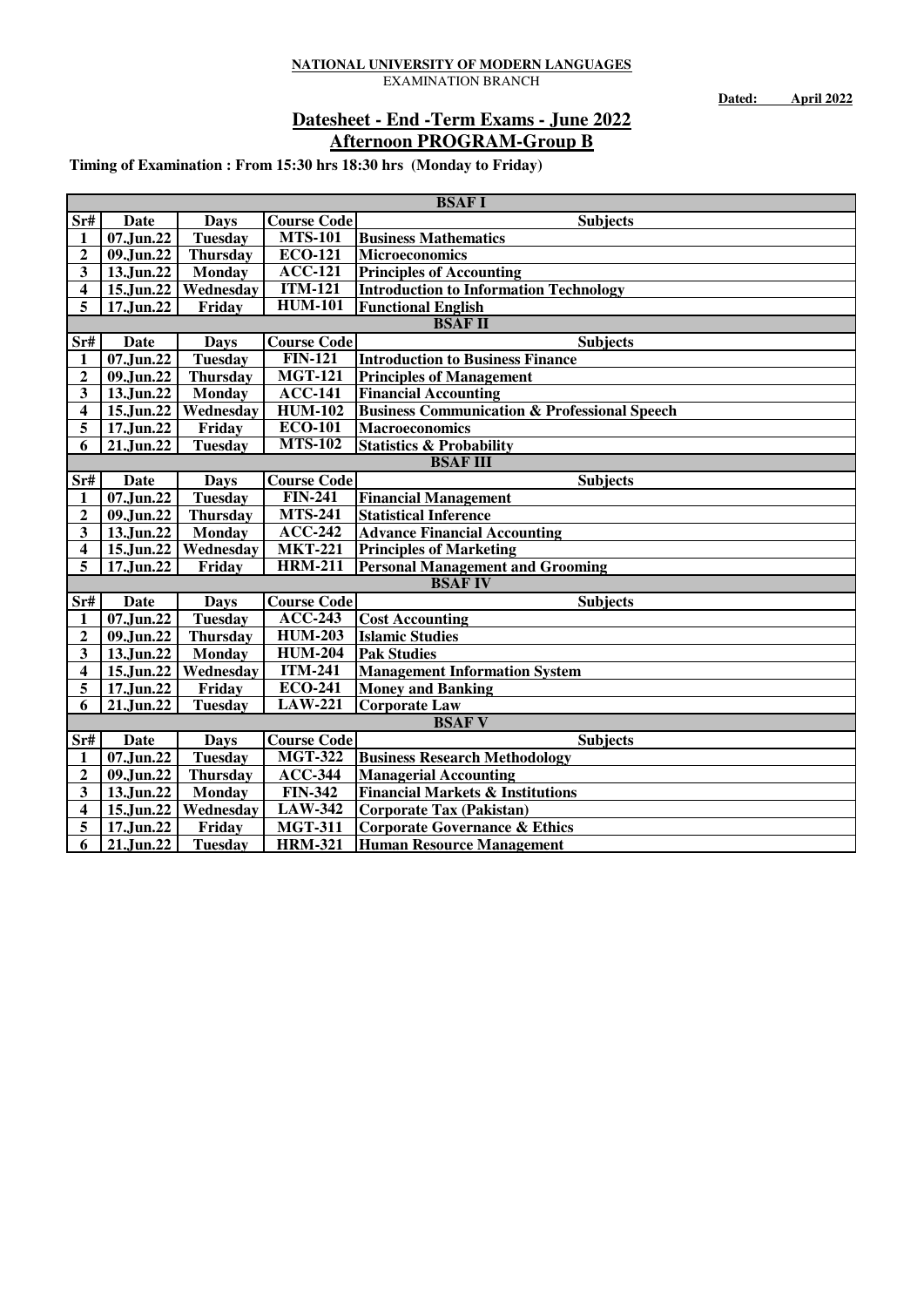**NATIONAL UNIVERSITY OF MODERN LANGUAGES**
EXAMINATION BRANCH

**Dated: April 2022**

## Datesheet - End -Term Exams - June 2022
## Afternoon PROGRAM-Group B

**Timing of Examination : From 15:30 hrs 18:30 hrs (Monday to Friday)**

| **BSAF I** | | | | |
|---|---|---|---|---|
| **Sr#** | **Date** | **Days** | **Course Code** | **Subjects** |
| 1 | 07.Jun.22 | Tuesday | MTS-101 | Business Mathematics |
| 2 | 09.Jun.22 | Thursday | ECO-121 | Microeconomics |
| 3 | 13.Jun.22 | Monday | ACC-121 | Principles of Accounting |
| 4 | 15.Jun.22 | Wednesday | ITM-121 | Introduction to Information Technology |
| 5 | 17.Jun.22 | Friday | HUM-101 | Functional English |
| **BSAF II** | | | | |
| **Sr#** | **Date** | **Days** | **Course Code** | **Subjects** |
| 1 | 07.Jun.22 | Tuesday | FIN-121 | Introduction to Business Finance |
| 2 | 09.Jun.22 | Thursday | MGT-121 | Principles of Management |
| 3 | 13.Jun.22 | Monday | ACC-141 | Financial Accounting |
| 4 | 15.Jun.22 | Wednesday | HUM-102 | Business Communication & Professional Speech |
| 5 | 17.Jun.22 | Friday | ECO-101 | Macroeconomics |
| 6 | 21.Jun.22 | Tuesday | MTS-102 | Statistics & Probability |
| **BSAF III** | | | | |
| **Sr#** | **Date** | **Days** | **Course Code** | **Subjects** |
| 1 | 07.Jun.22 | Tuesday | FIN-241 | Financial Management |
| 2 | 09.Jun.22 | Thursday | MTS-241 | Statistical Inference |
| 3 | 13.Jun.22 | Monday | ACC-242 | Advance Financial Accounting |
| 4 | 15.Jun.22 | Wednesday | MKT-221 | Principles of Marketing |
| 5 | 17.Jun.22 | Friday | HRM-211 | Personal Management and Grooming |
| **BSAF IV** | | | | |
| **Sr#** | **Date** | **Days** | **Course Code** | **Subjects** |
| 1 | 07.Jun.22 | Tuesday | ACC-243 | Cost Accounting |
| 2 | 09.Jun.22 | Thursday | HUM-203 | Islamic Studies |
| 3 | 13.Jun.22 | Monday | HUM-204 | Pak Studies |
| 4 | 15.Jun.22 | Wednesday | ITM-241 | Management Information System |
| 5 | 17.Jun.22 | Friday | ECO-241 | Money and Banking |
| 6 | 21.Jun.22 | Tuesday | LAW-221 | Corporate Law |
| **BSAF V** | | | | |
| **Sr#** | **Date** | **Days** | **Course Code** | **Subjects** |
| 1 | 07.Jun.22 | Tuesday | MGT-322 | Business Research Methodology |
| 2 | 09.Jun.22 | Thursday | ACC-344 | Managerial Accounting |
| 3 | 13.Jun.22 | Monday | FIN-342 | Financial Markets & Institutions |
| 4 | 15.Jun.22 | Wednesday | LAW-342 | Corporate Tax (Pakistan) |
| 5 | 17.Jun.22 | Friday | MGT-311 | Corporate Governance & Ethics |
| 6 | 21.Jun.22 | Tuesday | HRM-321 | Human Resource Management |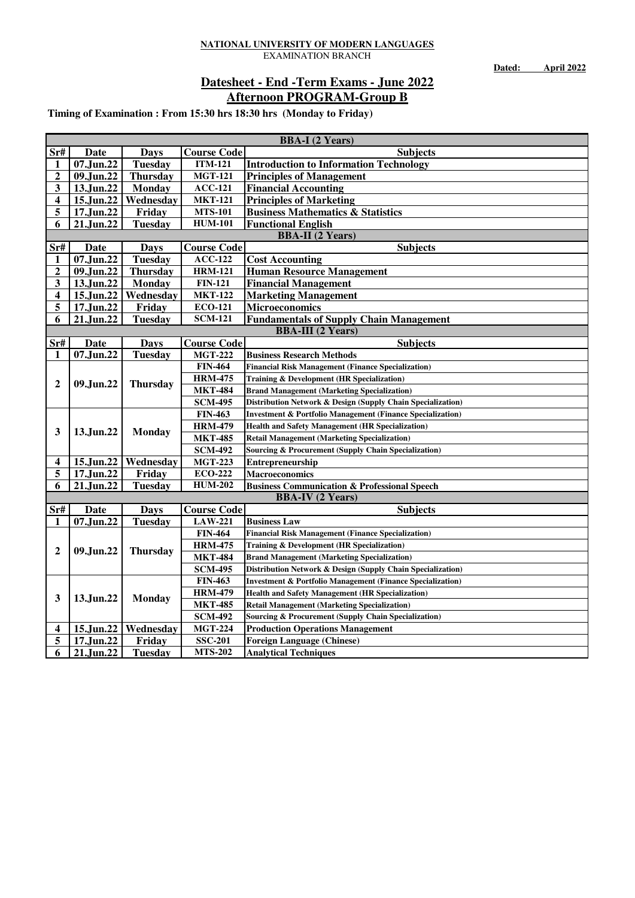**NATIONAL UNIVERSITY OF MODERN LANGUAGES**
EXAMINATION BRANCH

**Dated: April 2022**

## Datesheet - End -Term Exams - June 2022
## Afternoon PROGRAM-Group B

**Timing of Examination : From 15:30 hrs 18:30 hrs (Monday to Friday)**

| **BBA-I (2 Years)** | | | | |
|---|---|---|---|---|
| **Sr#** | **Date** | **Days** | **Course Code** | **Subjects** |
| 1 | 07.Jun.22 | Tuesday | ITM-121 | Introduction to Information Technology |
| 2 | 09.Jun.22 | Thursday | MGT-121 | Principles of Management |
| 3 | 13.Jun.22 | Monday | ACC-121 | Financial Accounting |
| 4 | 15.Jun.22 | Wednesday | MKT-121 | Principles of Marketing |
| 5 | 17.Jun.22 | Friday | MTS-101 | Business Mathematics & Statistics |
| 6 | 21.Jun.22 | Tuesday | HUM-101 | Functional English |
| **BBA-II (2 Years)** | | | | |
| **Sr#** | **Date** | **Days** | **Course Code** | **Subjects** |
| 1 | 07.Jun.22 | Tuesday | ACC-122 | Cost Accounting |
| 2 | 09.Jun.22 | Thursday | HRM-121 | Human Resource Management |
| 3 | 13.Jun.22 | Monday | FIN-121 | Financial Management |
| 4 | 15.Jun.22 | Wednesday | MKT-122 | Marketing Management |
| 5 | 17.Jun.22 | Friday | ECO-121 | Microeconomics |
| 6 | 21.Jun.22 | Tuesday | SCM-121 | Fundamentals of Supply Chain Management |
| **BBA-III (2 Years)** | | | | |
| **Sr#** | **Date** | **Days** | **Course Code** | **Subjects** |
| 1 | 07.Jun.22 | Tuesday | MGT-222 | Business Research Methods |
| 2 | 09.Jun.22 | Thursday | FIN-464 | Financial Risk Management (Finance Specialization) |
| | | | HRM-475 | Training & Development (HR Specialization) |
| | | | MKT-484 | Brand Management (Marketing Specialization) |
| | | | SCM-495 | Distribution Network & Design (Supply Chain Specialization) |
| 3 | 13.Jun.22 | Monday | FIN-463 | Investment & Portfolio Management (Finance Specialization) |
| | | | HRM-479 | Health and Safety Management (HR Specialization) |
| | | | MKT-485 | Retail Management (Marketing Specialization) |
| | | | SCM-492 | Sourcing & Procurement (Supply Chain Specialization) |
| 4 | 15.Jun.22 | Wednesday | MGT-223 | Entrepreneurship |
| 5 | 17.Jun.22 | Friday | ECO-222 | Macroeconomics |
| 6 | 21.Jun.22 | Tuesday | HUM-202 | Business Communication & Professional Speech |
| **BBA-IV (2 Years)** | | | | |
| **Sr#** | **Date** | **Days** | **Course Code** | **Subjects** |
| 1 | 07.Jun.22 | Tuesday | LAW-221 | Business Law |
| 2 | 09.Jun.22 | Thursday | FIN-464 | Financial Risk Management (Finance Specialization) |
| | | | HRM-475 | Training & Development (HR Specialization) |
| | | | MKT-484 | Brand Management (Marketing Specialization) |
| | | | SCM-495 | Distribution Network & Design (Supply Chain Specialization) |
| 3 | 13.Jun.22 | Monday | FIN-463 | Investment & Portfolio Management (Finance Specialization) |
| | | | HRM-479 | Health and Safety Management (HR Specialization) |
| | | | MKT-485 | Retail Management (Marketing Specialization) |
| | | | SCM-492 | Sourcing & Procurement (Supply Chain Specialization) |
| 4 | 15.Jun.22 | Wednesday | MGT-224 | Production Operations Management |
| 5 | 17.Jun.22 | Friday | SSC-201 | Foreign Language (Chinese) |
| 6 | 21.Jun.22 | Tuesday | MTS-202 | Analytical Techniques |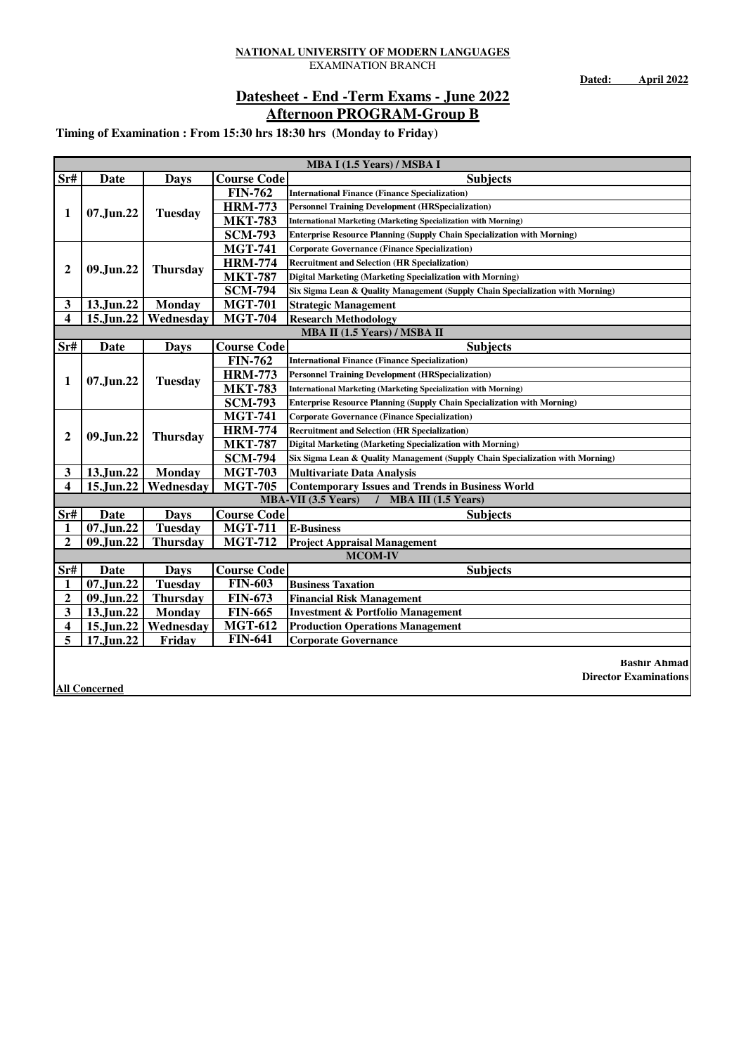**NATIONAL UNIVERSITY OF MODERN LANGUAGES**
EXAMINATION BRANCH

**Dated: April 2022**

## Datesheet - End -Term Exams - June 2022
## Afternoon PROGRAM-Group B

**Timing of Examination : From 15:30 hrs 18:30 hrs (Monday to Friday)**

| Sr# | Date | Days | Course Code | Subjects |
|---|---|---|---|---|
| **MBA I (1.5 Years) / MSBA I** | | | | |
| 1 | 07.Jun.22 | Tuesday | FIN-762 | International Finance (Finance Specialization) |
| | | | HRM-773 | Personnel Training Development (HRSpecialization) |
| | | | MKT-783 | International Marketing (Marketing Specialization with Morning) |
| | | | SCM-793 | Enterprise Resource Planning (Supply Chain Specialization with Morning) |
| 2 | 09.Jun.22 | Thursday | MGT-741 | Corporate Governance (Finance Specialization) |
| | | | HRM-774 | Recruitment and Selection (HR Specialization) |
| | | | MKT-787 | Digital Marketing (Marketing Specialization with Morning) |
| | | | SCM-794 | Six Sigma Lean & Quality Management (Supply Chain Specialization with Morning) |
| 3 | 13.Jun.22 | Monday | MGT-701 | Strategic Management |
| 4 | 15.Jun.22 | Wednesday | MGT-704 | Research Methodology |
| **MBA II (1.5 Years) / MSBA II** | | | | |
| Sr# | Date | Days | Course Code | Subjects |
| 1 | 07.Jun.22 | Tuesday | FIN-762 | International Finance (Finance Specialization) |
| | | | HRM-773 | Personnel Training Development (HRSpecialization) |
| | | | MKT-783 | International Marketing (Marketing Specialization with Morning) |
| | | | SCM-793 | Enterprise Resource Planning (Supply Chain Specialization with Morning) |
| 2 | 09.Jun.22 | Thursday | MGT-741 | Corporate Governance (Finance Specialization) |
| | | | HRM-774 | Recruitment and Selection (HR Specialization) |
| | | | MKT-787 | Digital Marketing (Marketing Specialization with Morning) |
| | | | SCM-794 | Six Sigma Lean & Quality Management (Supply Chain Specialization with Morning) |
| 3 | 13.Jun.22 | Monday | MGT-703 | Multivariate Data Analysis |
| 4 | 15.Jun.22 | Wednesday | MGT-705 | Contemporary Issues and Trends in Business World |
| **MBA-VII (3.5 Years) / MBA III (1.5 Years)** | | | | |
| Sr# | Date | Days | Course Code | Subjects |
| 1 | 07.Jun.22 | Tuesday | MGT-711 | E-Business |
| 2 | 09.Jun.22 | Thursday | MGT-712 | Project Appraisal Management |
| **MCOM-IV** | | | | |
| Sr# | Date | Days | Course Code | Subjects |
| 1 | 07.Jun.22 | Tuesday | FIN-603 | Business Taxation |
| 2 | 09.Jun.22 | Thursday | FIN-673 | Financial Risk Management |
| 3 | 13.Jun.22 | Monday | FIN-665 | Investment & Portfolio Management |
| 4 | 15.Jun.22 | Wednesday | MGT-612 | Production Operations Management |
| 5 | 17.Jun.22 | Friday | FIN-641 | Corporate Governance |

**Bashir Ahmad**
**Director Examinations**

**All Concerned**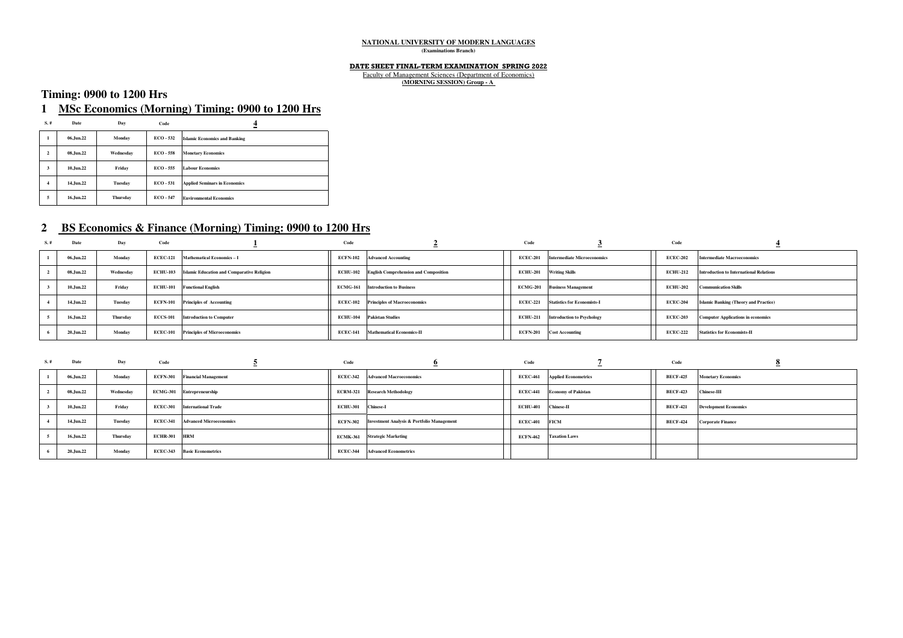**NATIONAL UNIVERSITY OF MODERN LANGUAGES**
**(Examinations Branch)**

**DATE SHEET FINAL-TERM EXAMINATION SPRING 2022**
Faculty of Management Sciences (Department of Economics)
**(MORNING SESSION) Group - A**

## Timing: 0900 to 1200 Hrs

## 1 MSc Economics (Morning) Timing: 0900 to 1200 Hrs

| S. # | Date | Day | Code | 4 |
|---|---|---|---|---|
| 1 | 06.Jun.22 | Monday | ECO - 532 | Islamic Economics and Banking |
| 2 | 08.Jun.22 | Wednesday | ECO - 558 | Monetary Economics |
| 3 | 10.Jun.22 | Friday | ECO - 555 | Labour Economics |
| 4 | 14.Jun.22 | Tuesday | ECO - 531 | Applied Seminars in Economics |
| 5 | 16.Jun.22 | Thursday | ECO - 547 | Environmental Economics |

## 2 BS Economics & Finance (Morning) Timing: 0900 to 1200 Hrs

| S. # | Date | Day | Code | 1 | Code | 2 | Code | 3 | Code | 4 |
|---|---|---|---|---|---|---|---|---|---|---|
| 1 | 06.Jun.22 | Monday | ECEC-121 | Mathematical Economics – I | ECFN-102 | Advanced Accounting | ECEC-201 | Intermediate Microeconomics | ECEC-202 | Intermediate Macroeconomics |
| 2 | 08.Jun.22 | Wednesday | ECHU-103 | Islamic Education and Comparative Religion | ECHU-102 | English Comprehension and Composition | ECHU-201 | Writing Skills | ECHU-212 | Introduction to International Relations |
| 3 | 10.Jun.22 | Friday | ECHU-101 | Functional English | ECMG-161 | Introduction to Business | ECMG-201 | Business Management | ECHU-202 | Communication Skills |
| 4 | 14.Jun.22 | Tuesday | ECFN-101 | Principles of Accounting | ECEC-102 | Principles of Macroeconomics | ECEC-221 | Statistics for Economists-I | ECEC-204 | Islamic Banking (Theory and Practice) |
| 5 | 16.Jun.22 | Thursday | ECCS-101 | Introduction to Computer | ECHU-104 | Pakistan Studies | ECHU-211 | Introduction to Psychology | ECEC-203 | Computer Applications in economics |
| 6 | 20.Jun.22 | Monday | ECEC-101 | Principles of Microeconomics | ECEC-141 | Mathematical Economics-II | ECFN-201 | Cost Accounting | ECEC-222 | Statistics for Economists-II |

| S. # | Date | Day | Code | 5 | Code | 6 | Code | 7 | Code | 8 |
|---|---|---|---|---|---|---|---|---|---|---|
| 1 | 06.Jun.22 | Monday | ECFN-301 | Financial Management | ECEC-342 | Advanced Macroeconomics | ECEC-461 | Applied Econometrics | BECF-425 | Monetary Economics |
| 2 | 08.Jun.22 | Wednesday | ECMG-301 | Entrepreneurship | ECRM-321 | Research Methodology | ECEC-441 | Economy of Pakistan | BECF-423 | Chinese-III |
| 3 | 10.Jun.22 | Friday | ECEC-301 | International Trade | ECHU-301 | Chinese-I | ECHU-401 | Chinese-II | BECF-421 | Development Economics |
| 4 | 14.Jun.22 | Tuesday | ECEC-341 | Advanced Microeconomics | ECFN-302 | Investment Analysis & Portfolio Management | ECEC-401 | FICM | BECF-424 | Corporate Finance |
| 5 | 16.Jun.22 | Thursday | ECHR-301 | HRM | ECMK-361 | Strategic Marketing | ECFN-462 | Taxation Laws | | |
| 6 | 20.Jun.22 | Monday | ECEC-343 | Basic Econometrics | ECEC-344 | Advanced Econometrics | | | | |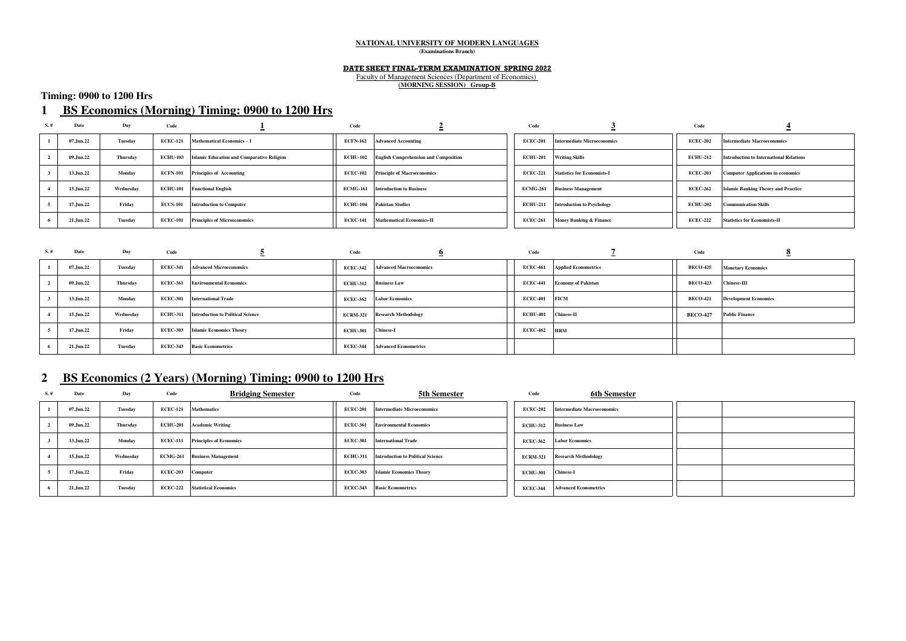**NATIONAL UNIVERSITY OF MODERN LANGUAGES**
**(Examinations Branch)**

**DATE SHEET FINAL-TERM EXAMINATION SPRING 2022**
Faculty of Management Sciences (Department of Economics)
**(MORNING SESSION) Group-B**

**Timing: 0900 to 1200 Hrs**

# 1 BS Economics (Morning) Timing: 0900 to 1200 Hrs

| S. # | Date | Day | Code | 1 | Code | 2 | Code | 3 | Code | 4 |
|---|---|---|---|---|---|---|---|---|---|---|
| 1 | 07.Jun.22 | Tuesday | ECEC-121 | Mathematical Economics – I | ECFN-162 | Advanced Accounting | ECEC-201 | Intermediate Microeconomics | ECEC-202 | Intermediate Macroeconomics |
| 2 | 09.Jun.22 | Thursday | ECHU-103 | Islamic Education and Comparative Religion | ECHU-102 | English Comprehension and Composition | ECHU-201 | Writing Skills | ECHU-212 | Introduction to International Relations |
| 3 | 13.Jun.22 | Monday | ECFN-101 | Principles of Accounting | ECEC-102 | Principle of Macroeconomics | ECEC-221 | Statistics for Economists-I | ECEC-203 | Computer Applications in economics |
| 4 | 15.Jun.22 | Wednesday | ECHU-101 | Functional English | ECMG-161 | Introduction to Business | ECMG-261 | Business Management | ECEC-262 | Islamic Banking Theory and Practice |
| 5 | 17.Jun.22 | Friday | ECCS-101 | Introduction to Computer | ECHU-104 | Pakistan Studies | ECHU-211 | Introduction to Psychology | ECHU-202 | Communication Skills |
| 6 | 21.Jun.22 | Tuesday | ECEC-101 | Principles of Microeconomics | ECEC-141 | Mathematical Economics-II | ECEC-261 | Money Banking & Finance | ECEC-222 | Statistics for Economists-II |

| S. # | Date | Day | Code | 5 | Code | 6 | Code | 7 | Code | 8 |
|---|---|---|---|---|---|---|---|---|---|---|
| 1 | 07.Jun.22 | Tuesday | ECEC-341 | Advanced Microeconomics | ECEC-342 | Advanced Macroeconomics | ECEC-461 | Applied Econometrics | BECO-425 | Monetary Economics |
| 2 | 09.Jun.22 | Thursday | ECEC-361 | Environmental Economics | ECHU-312 | Business Law | ECEC-441 | Economy of Pakistan | BECO-423 | Chinese-III |
| 3 | 13.Jun.22 | Monday | ECEC-301 | International Trade | ECEC-362 | Labor Economics | ECEC-401 | FICM | BECO-421 | Development Economics |
| 4 | 15.Jun.22 | Wednesday | ECHU-311 | Introduction to Political Science | ECRM-321 | Research Methodology | ECHU-401 | Chinese-II | BECO-427 | Public Finance |
| 5 | 17.Jun.22 | Friday | ECEC-303 | Islamic Economics Theory | ECHU-301 | Chinese-I | ECEC-462 | HRM | | |
| 6 | 21.Jun.22 | Tuesday | ECEC-343 | Basic Econometrics | ECEC-344 | Advanced Econometrics | | | | |

# 2 BS Economics (2 Years) (Morning) Timing: 0900 to 1200 Hrs

| S. # | Date | Day | Code | Bridging Semester | Code | 5th Semester | Code | 6th Semester |
|---|---|---|---|---|---|---|---|---|
| 1 | 07.Jun.22 | Tuesday | ECEC-121 | Mathematics | ECEC-201 | Intermediate Microeconomics | ECEC-202 | Intermediate Macroeconomics |
| 2 | 09.Jun.22 | Thursday | ECHU-201 | Academic Writing | ECEC-361 | Environmental Economics | ECHU-312 | Business Law |
| 3 | 13.Jun.22 | Monday | ECEC-111 | Principles of Economics | ECEC-301 | International Trade | ECEC-362 | Labor Economics |
| 4 | 15.Jun.22 | Wednesday | ECMG-261 | Business Management | ECHU-311 | Introduction to Political Science | ECRM-321 | Research Methodology |
| 5 | 17.Jun.22 | Friday | ECEC-203 | Computer | ECEC-303 | Islamic Economics Theory | ECHU-301 | Chinese-I |
| 6 | 21.Jun.22 | Tuesday | ECEC-222 | Statistical Economics | ECEC-343 | Basic Econometrics | ECEC-344 | Advanced Econometrics |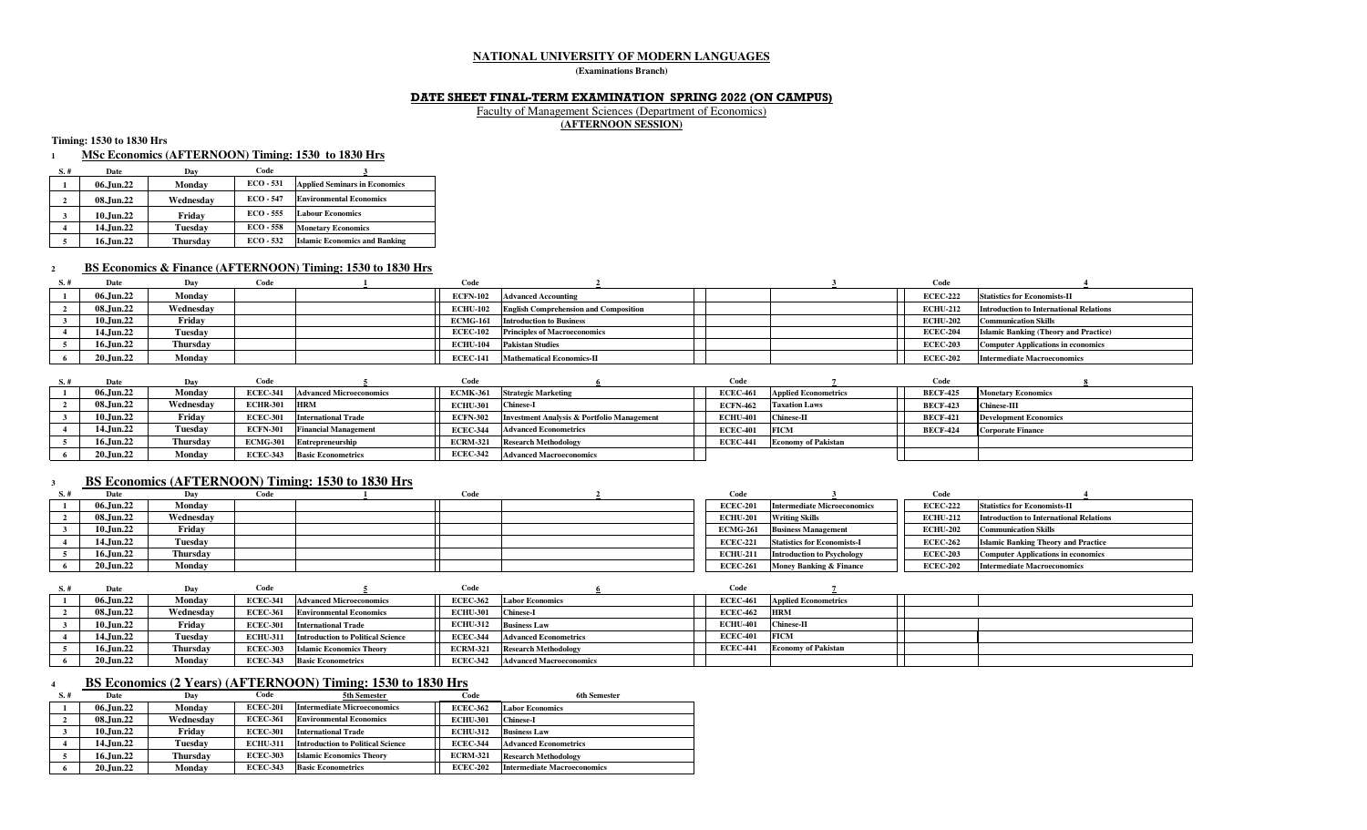**NATIONAL UNIVERSITY OF MODERN LANGUAGES**

**(Examinations Branch)**

**DATE SHEET FINAL-TERM EXAMINATION SPRING 2022 (ON CAMPUS)**

Faculty of Management Sciences (Department of Economics)

**(AFTERNOON SESSION)**

**Timing: 1530 to 1830 Hrs**

## 1 MSc Economics (AFTERNOON) Timing: 1530 to 1830 Hrs

| S. # | Date | Day | Code | 3 |
|---|---|---|---|---|
| 1 | 06.Jun.22 | Monday | ECO - 531 | Applied Seminars in Economics |
| 2 | 08.Jun.22 | Wednesday | ECO - 547 | Environmental Economics |
| 3 | 10.Jun.22 | Friday | ECO - 555 | Labour Economics |
| 4 | 14.Jun.22 | Tuesday | ECO - 558 | Monetary Economics |
| 5 | 16.Jun.22 | Thursday | ECO - 532 | Islamic Economics and Banking |

## 2 BS Economics & Finance (AFTERNOON) Timing: 1530 to 1830 Hrs

| S. # | Date | Day | Code | 1 | Code | 2 | Code | 3 | Code | 4 |
|---|---|---|---|---|---|---|---|---|---|---|
| 1 | 06.Jun.22 | Monday | | | ECFN-102 | Advanced Accounting | | | ECEC-222 | Statistics for Economists-II |
| 2 | 08.Jun.22 | Wednesday | | | ECHU-102 | English Comprehension and Composition | | | ECHU-212 | Introduction to International Relations |
| 3 | 10.Jun.22 | Friday | | | ECMG-161 | Introduction to Business | | | ECHU-202 | Communication Skills |
| 4 | 14.Jun.22 | Tuesday | | | ECEC-102 | Principles of Macroeconomics | | | ECEC-204 | Islamic Banking (Theory and Practice) |
| 5 | 16.Jun.22 | Thursday | | | ECHU-104 | Pakistan Studies | | | ECEC-203 | Computer Applications in economics |
| 6 | 20.Jun.22 | Monday | | | ECEC-141 | Mathematical Economics-II | | | ECEC-202 | Intermediate Macroeconomics |

| S. # | Date | Day | Code | 5 | Code | 6 | Code | 7 | Code | 8 |
|---|---|---|---|---|---|---|---|---|---|---|
| 1 | 06.Jun.22 | Monday | ECEC-341 | Advanced Microeconomics | ECMK-361 | Strategic Marketing | ECEC-461 | Applied Econometrics | BECF-425 | Monetary Economics |
| 2 | 08.Jun.22 | Wednesday | ECHR-301 | HRM | ECHU-301 | Chinese-I | ECFN-462 | Taxation Laws | BECF-423 | Chinese-III |
| 3 | 10.Jun.22 | Friday | ECEC-301 | International Trade | ECFN-302 | Investment Analysis & Portfolio Management | ECHU-401 | Chinese-II | BECF-421 | Development Economics |
| 4 | 14.Jun.22 | Tuesday | ECFN-301 | Financial Management | ECEC-344 | Advanced Econometrics | ECEC-401 | FICM | BECF-424 | Corporate Finance |
| 5 | 16.Jun.22 | Thursday | ECMG-301 | Entrepreneurship | ECRM-321 | Research Methodology | ECEC-441 | Economy of Pakistan | | |
| 6 | 20.Jun.22 | Monday | ECEC-343 | Basic Econometrics | ECEC-342 | Advanced Macroeconomics | | | | |

## 3 BS Economics (AFTERNOON) Timing: 1530 to 1830 Hrs

| S. # | Date | Day | Code | 1 | Code | 2 | Code | 3 | Code | 4 |
|---|---|---|---|---|---|---|---|---|---|---|
| 1 | 06.Jun.22 | Monday | | | | | ECEC-201 | Intermediate Microeconomics | ECEC-222 | Statistics for Economists-II |
| 2 | 08.Jun.22 | Wednesday | | | | | ECHU-201 | Writing Skills | ECHU-212 | Introduction to International Relations |
| 3 | 10.Jun.22 | Friday | | | | | ECMG-261 | Business Management | ECHU-202 | Communication Skills |
| 4 | 14.Jun.22 | Tuesday | | | | | ECEC-221 | Statistics for Economists-I | ECEC-262 | Islamic Banking Theory and Practice |
| 5 | 16.Jun.22 | Thursday | | | | | ECHU-211 | Introduction to Psychology | ECEC-203 | Computer Applications in economics |
| 6 | 20.Jun.22 | Monday | | | | | ECEC-261 | Money Banking & Finance | ECEC-202 | Intermediate Macroeconomics |

| S. # | Date | Day | Code | 5 | Code | 6 | Code | 7 | | |
|---|---|---|---|---|---|---|---|---|---|---|
| 1 | 06.Jun.22 | Monday | ECEC-341 | Advanced Microeconomics | ECEC-362 | Labor Economics | ECEC-461 | Applied Econometrics | | |
| 2 | 08.Jun.22 | Wednesday | ECEC-361 | Environmental Economics | ECHU-301 | Chinese-I | ECEC-462 | HRM | | |
| 3 | 10.Jun.22 | Friday | ECEC-301 | International Trade | ECHU-312 | Business Law | ECHU-401 | Chinese-II | | |
| 4 | 14.Jun.22 | Tuesday | ECHU-311 | Introduction to Political Science | ECEC-344 | Advanced Econometrics | ECEC-401 | FICM | | |
| 5 | 16.Jun.22 | Thursday | ECEC-303 | Islamic Economics Theory | ECRM-321 | Research Methodology | ECEC-441 | Economy of Pakistan | | |
| 6 | 20.Jun.22 | Monday | ECEC-343 | Basic Econometrics | ECEC-342 | Advanced Macroeconomics | | | | |

## 4 BS Economics (2 Years) (AFTERNOON) Timing: 1530 to 1830 Hrs

| S. # | Date | Day | Code | 5th Semester | Code | 6th Semester |
|---|---|---|---|---|---|---|
| 1 | 06.Jun.22 | Monday | ECEC-201 | Intermediate Microeconomics | ECEC-362 | Labor Economics |
| 2 | 08.Jun.22 | Wednesday | ECEC-361 | Environmental Economics | ECHU-301 | Chinese-I |
| 3 | 10.Jun.22 | Friday | ECEC-301 | International Trade | ECHU-312 | Business Law |
| 4 | 14.Jun.22 | Tuesday | ECHU-311 | Introduction to Political Science | ECEC-344 | Advanced Econometrics |
| 5 | 16.Jun.22 | Thursday | ECEC-303 | Islamic Economics Theory | ECRM-321 | Research Methodology |
| 6 | 20.Jun.22 | Monday | ECEC-343 | Basic Econometrics | ECEC-202 | Intermediate Macroeconomics |